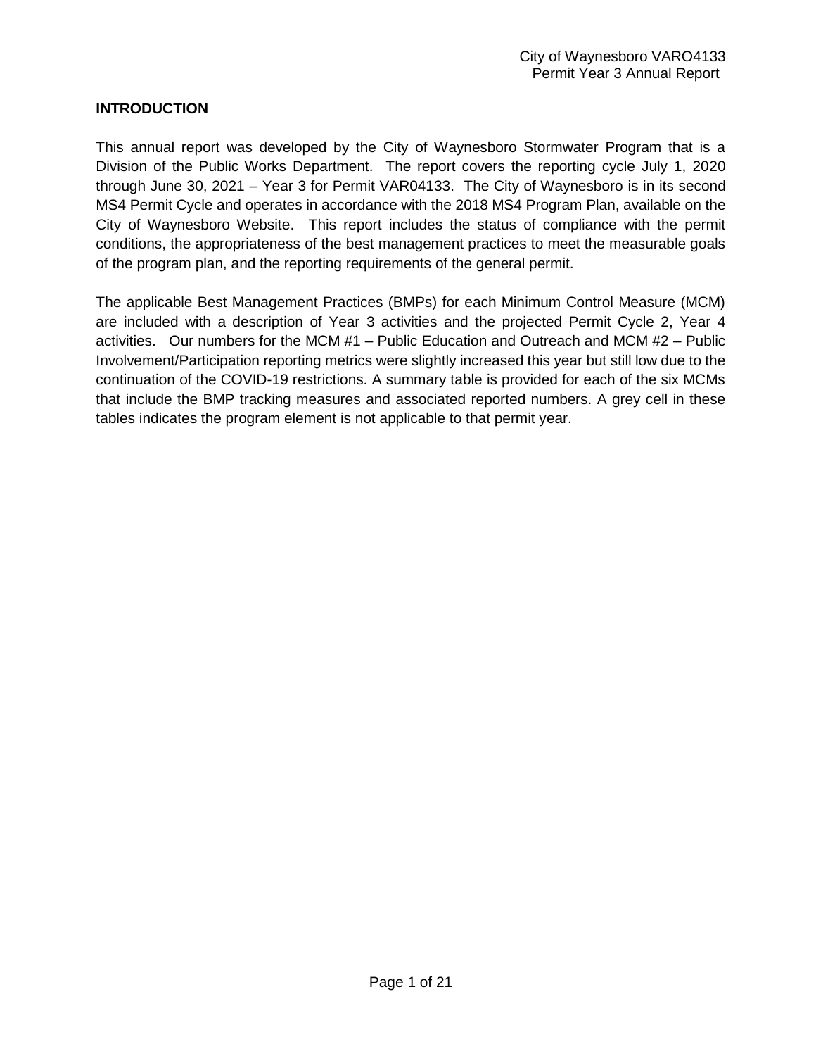## INTRODUCTION

This annual report was developed by the City of Waynesboro Stormwater Program that is a Division of the Public Works Department. The report covers the reporting cycle July 1, 2020 through June 30, 2021 – Year 3 for Permit VAR04133. The City of Waynesboro is in its second MS4 Permit Cycle and operates in accordance with the 2018 MS4 Program Plan, available on the City of Waynesboro Website. This report includes the status of compliance with the permit conditions, the appropriateness of the best management practices to meet the measurable goals of the program plan, and the reporting requirements of the general permit.

The applicable Best Management Practices (BMPs) for each Minimum Control Measure (MCM) are included with a description of Year 3 activities and the projected Permit Cycle 2, Year 4 activities. Our numbers for the MCM #1 – Public Education and Outreach and MCM #2 – Public Involvement/Participation reporting metrics were slightly increased this year but still low due to the continuation of the COVID-19 restrictions. A summary table is provided for each of the six MCMs that include the BMP tracking measures and associated reported numbers. A grey cell in these tables indicates the program element is not applicable to that permit year.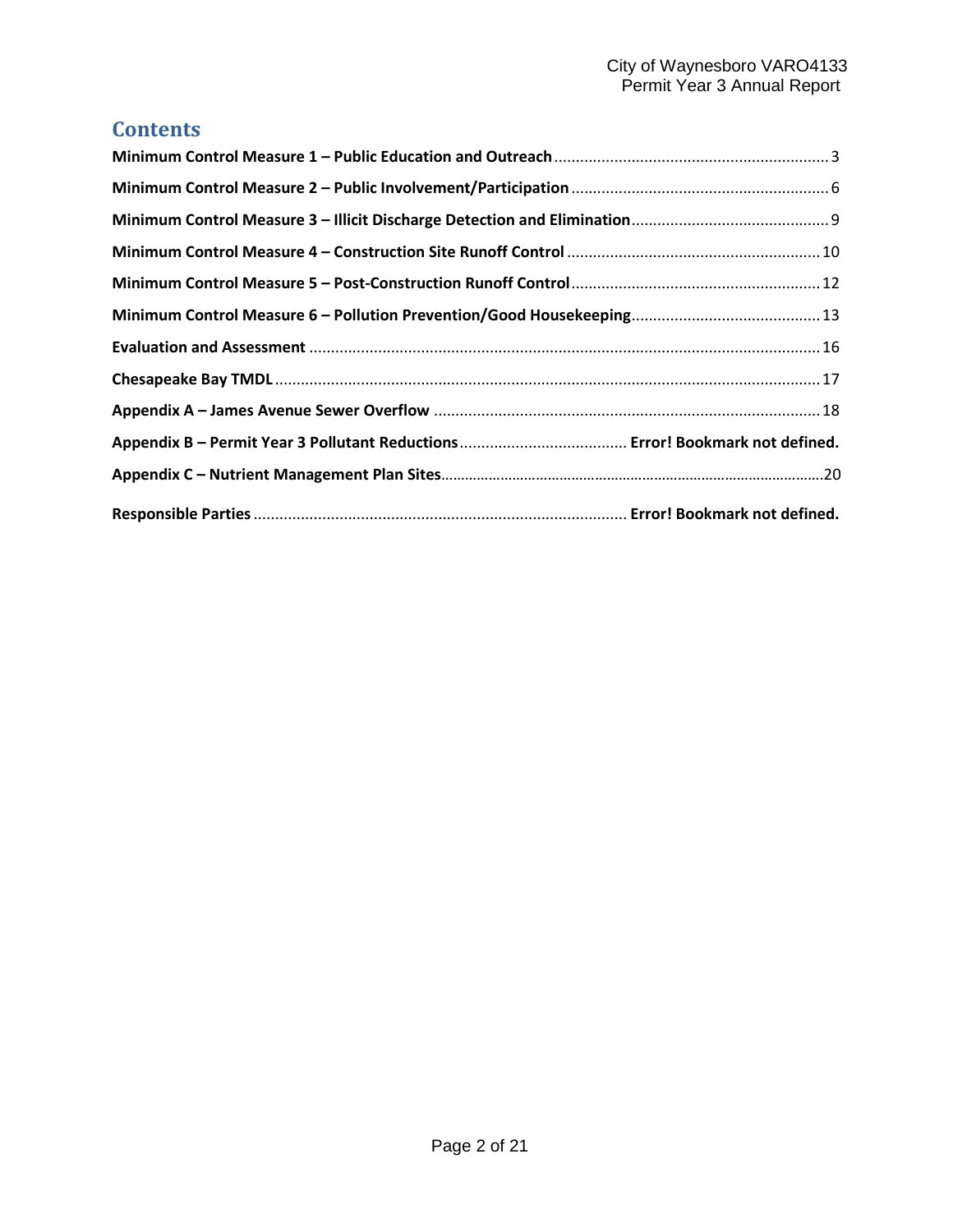# Contents

**Minimum Control Measure 1 – Public Education and Outreach** ............ 3

**Minimum Control Measure 2 – Public Involvement/Participation** ............ 6

**Minimum Control Measure 3 – Illicit Discharge Detection and Elimination** ............ 9

**Minimum Control Measure 4 – Construction Site Runoff Control** ............ 10

**Minimum Control Measure 5 – Post-Construction Runoff Control** ............ 12

**Minimum Control Measure 6 – Pollution Prevention/Good Housekeeping** ............ 13

**Evaluation and Assessment** ............ 16

**Chesapeake Bay TMDL** ............ 17

**Appendix A – James Avenue Sewer Overflow** ............ 18

**Appendix B – Permit Year 3 Pollutant Reductions** ............ **Error! Bookmark not defined.**

**Appendix C – Nutrient Management Plan Sites** ............ 20

**Responsible Parties** ............ **Error! Bookmark not defined.**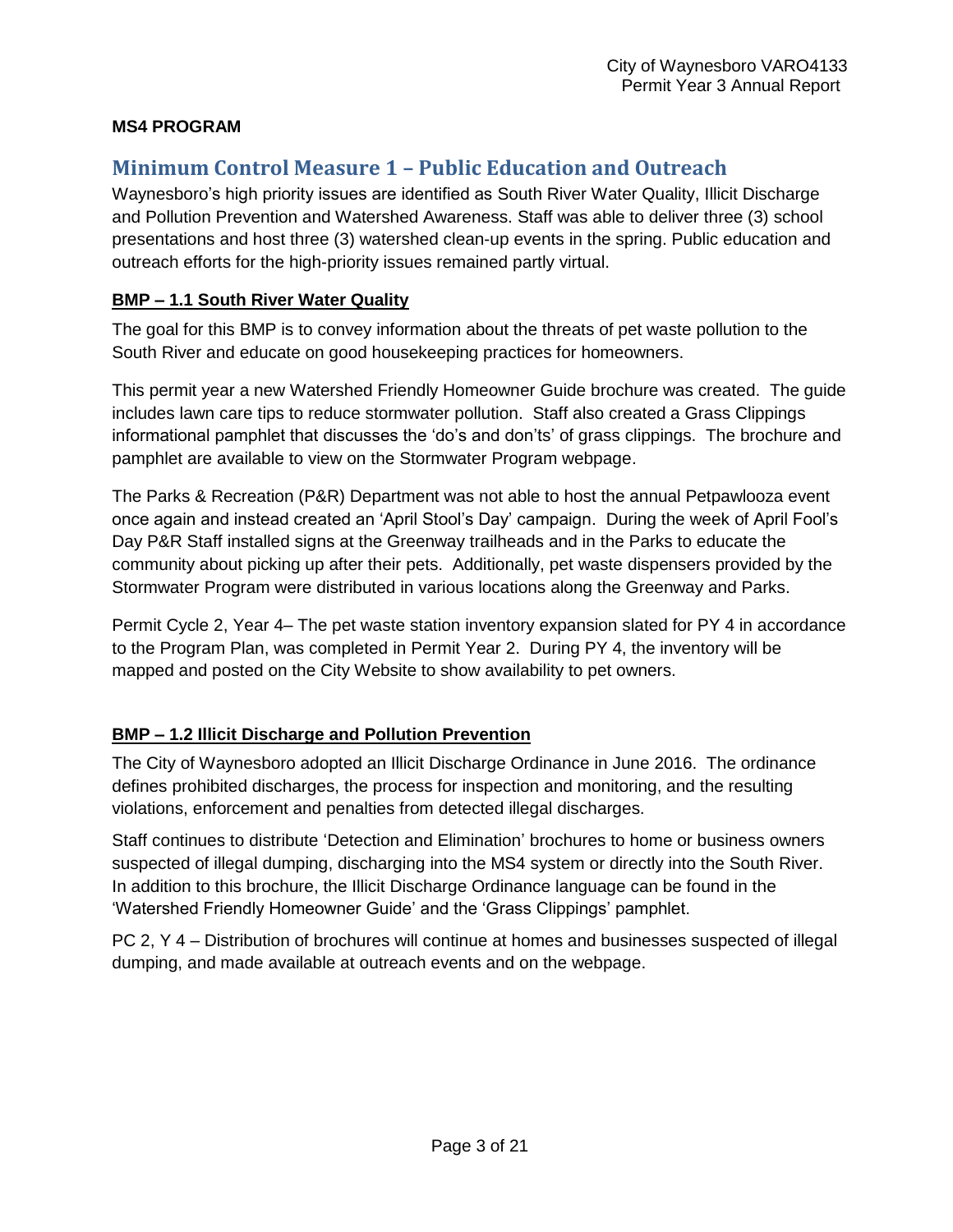**MS4 PROGRAM**

## Minimum Control Measure 1 – Public Education and Outreach

Waynesboro's high priority issues are identified as South River Water Quality, Illicit Discharge and Pollution Prevention and Watershed Awareness. Staff was able to deliver three (3) school presentations and host three (3) watershed clean-up events in the spring. Public education and outreach efforts for the high-priority issues remained partly virtual.

### BMP – 1.1 South River Water Quality

The goal for this BMP is to convey information about the threats of pet waste pollution to the South River and educate on good housekeeping practices for homeowners.

This permit year a new Watershed Friendly Homeowner Guide brochure was created. The guide includes lawn care tips to reduce stormwater pollution. Staff also created a Grass Clippings informational pamphlet that discusses the 'do's and don'ts' of grass clippings. The brochure and pamphlet are available to view on the Stormwater Program webpage.

The Parks & Recreation (P&R) Department was not able to host the annual Petpawlooza event once again and instead created an 'April Stool's Day' campaign. During the week of April Fool's Day P&R Staff installed signs at the Greenway trailheads and in the Parks to educate the community about picking up after their pets. Additionally, pet waste dispensers provided by the Stormwater Program were distributed in various locations along the Greenway and Parks.

Permit Cycle 2, Year 4– The pet waste station inventory expansion slated for PY 4 in accordance to the Program Plan, was completed in Permit Year 2. During PY 4, the inventory will be mapped and posted on the City Website to show availability to pet owners.

### BMP – 1.2 Illicit Discharge and Pollution Prevention

The City of Waynesboro adopted an Illicit Discharge Ordinance in June 2016. The ordinance defines prohibited discharges, the process for inspection and monitoring, and the resulting violations, enforcement and penalties from detected illegal discharges.

Staff continues to distribute 'Detection and Elimination' brochures to home or business owners suspected of illegal dumping, discharging into the MS4 system or directly into the South River. In addition to this brochure, the Illicit Discharge Ordinance language can be found in the 'Watershed Friendly Homeowner Guide' and the 'Grass Clippings' pamphlet.

PC 2, Y 4 – Distribution of brochures will continue at homes and businesses suspected of illegal dumping, and made available at outreach events and on the webpage.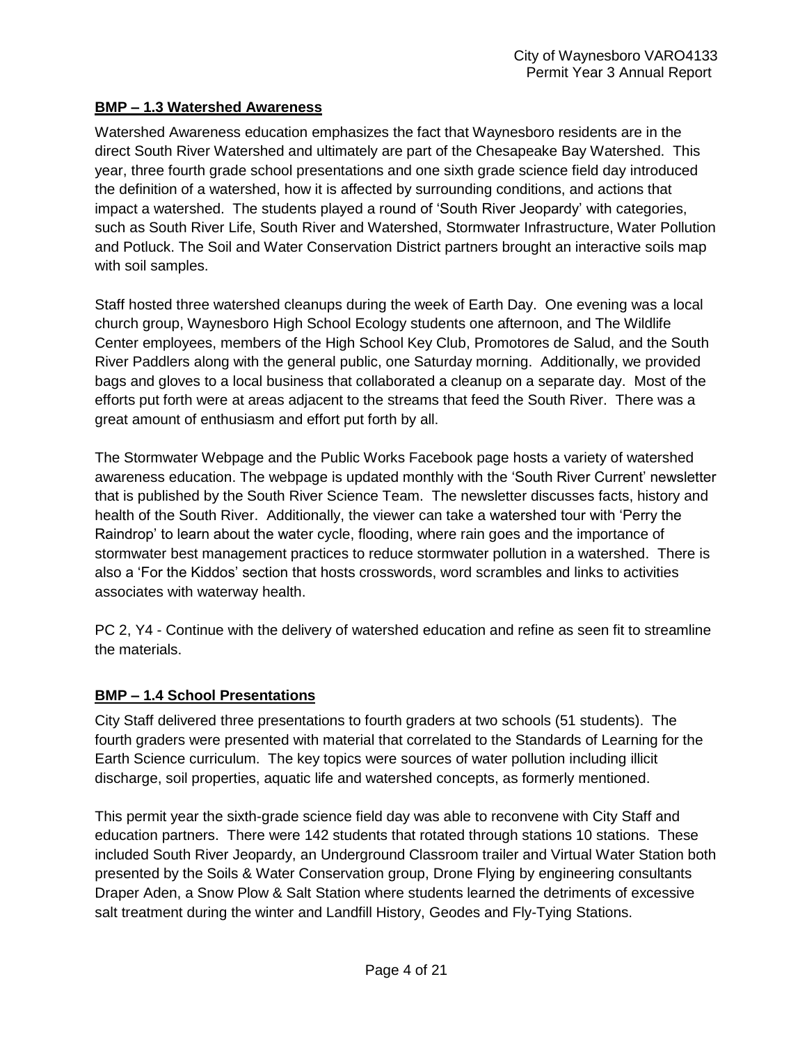## BMP – 1.3 Watershed Awareness

Watershed Awareness education emphasizes the fact that Waynesboro residents are in the direct South River Watershed and ultimately are part of the Chesapeake Bay Watershed. This year, three fourth grade school presentations and one sixth grade science field day introduced the definition of a watershed, how it is affected by surrounding conditions, and actions that impact a watershed. The students played a round of 'South River Jeopardy' with categories, such as South River Life, South River and Watershed, Stormwater Infrastructure, Water Pollution and Potluck. The Soil and Water Conservation District partners brought an interactive soils map with soil samples.

Staff hosted three watershed cleanups during the week of Earth Day. One evening was a local church group, Waynesboro High School Ecology students one afternoon, and The Wildlife Center employees, members of the High School Key Club, Promotores de Salud, and the South River Paddlers along with the general public, one Saturday morning. Additionally, we provided bags and gloves to a local business that collaborated a cleanup on a separate day. Most of the efforts put forth were at areas adjacent to the streams that feed the South River. There was a great amount of enthusiasm and effort put forth by all.

The Stormwater Webpage and the Public Works Facebook page hosts a variety of watershed awareness education. The webpage is updated monthly with the 'South River Current' newsletter that is published by the South River Science Team. The newsletter discusses facts, history and health of the South River. Additionally, the viewer can take a watershed tour with 'Perry the Raindrop' to learn about the water cycle, flooding, where rain goes and the importance of stormwater best management practices to reduce stormwater pollution in a watershed. There is also a 'For the Kiddos' section that hosts crosswords, word scrambles and links to activities associates with waterway health.

PC 2, Y4 - Continue with the delivery of watershed education and refine as seen fit to streamline the materials.

## BMP – 1.4 School Presentations

City Staff delivered three presentations to fourth graders at two schools (51 students). The fourth graders were presented with material that correlated to the Standards of Learning for the Earth Science curriculum. The key topics were sources of water pollution including illicit discharge, soil properties, aquatic life and watershed concepts, as formerly mentioned.

This permit year the sixth-grade science field day was able to reconvene with City Staff and education partners. There were 142 students that rotated through stations 10 stations. These included South River Jeopardy, an Underground Classroom trailer and Virtual Water Station both presented by the Soils & Water Conservation group, Drone Flying by engineering consultants Draper Aden, a Snow Plow & Salt Station where students learned the detriments of excessive salt treatment during the winter and Landfill History, Geodes and Fly-Tying Stations.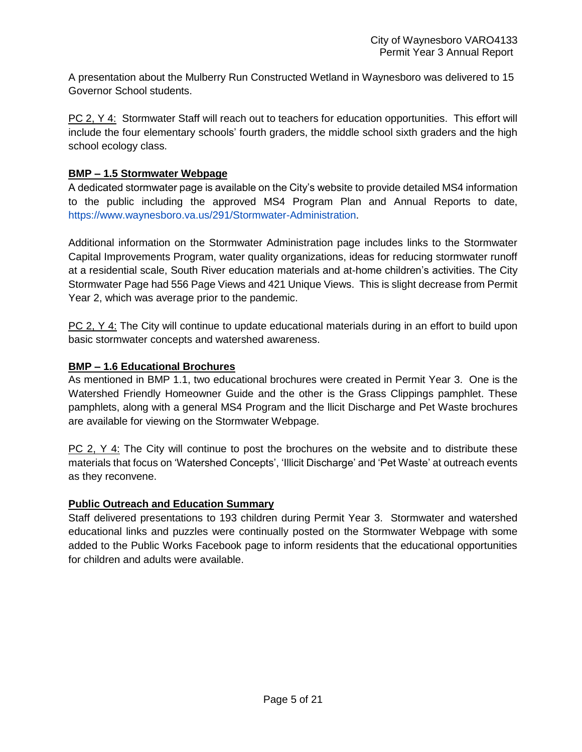A presentation about the Mulberry Run Constructed Wetland in Waynesboro was delivered to 15 Governor School students.

PC 2, Y 4: Stormwater Staff will reach out to teachers for education opportunities. This effort will include the four elementary schools' fourth graders, the middle school sixth graders and the high school ecology class.

**BMP – 1.5 Stormwater Webpage**

A dedicated stormwater page is available on the City's website to provide detailed MS4 information to the public including the approved MS4 Program Plan and Annual Reports to date, https://www.waynesboro.va.us/291/Stormwater-Administration.

Additional information on the Stormwater Administration page includes links to the Stormwater Capital Improvements Program, water quality organizations, ideas for reducing stormwater runoff at a residential scale, South River education materials and at-home children's activities. The City Stormwater Page had 556 Page Views and 421 Unique Views. This is slight decrease from Permit Year 2, which was average prior to the pandemic.

PC 2, Y 4: The City will continue to update educational materials during in an effort to build upon basic stormwater concepts and watershed awareness.

**BMP – 1.6 Educational Brochures**

As mentioned in BMP 1.1, two educational brochures were created in Permit Year 3. One is the Watershed Friendly Homeowner Guide and the other is the Grass Clippings pamphlet. These pamphlets, along with a general MS4 Program and the llicit Discharge and Pet Waste brochures are available for viewing on the Stormwater Webpage.

PC 2, Y 4: The City will continue to post the brochures on the website and to distribute these materials that focus on 'Watershed Concepts', 'Illicit Discharge' and 'Pet Waste' at outreach events as they reconvene.

**Public Outreach and Education Summary**

Staff delivered presentations to 193 children during Permit Year 3. Stormwater and watershed educational links and puzzles were continually posted on the Stormwater Webpage with some added to the Public Works Facebook page to inform residents that the educational opportunities for children and adults were available.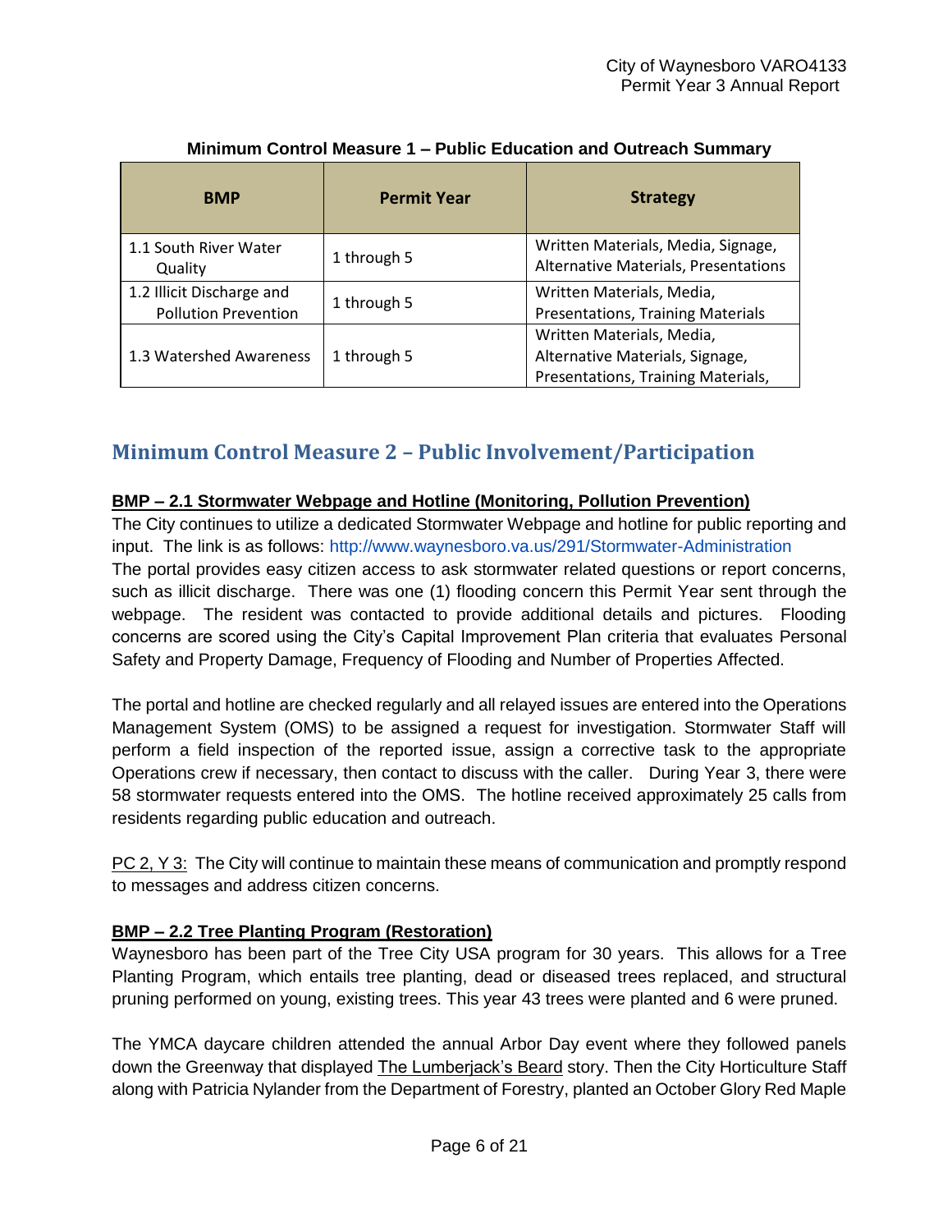**Minimum Control Measure 1 – Public Education and Outreach Summary**

| BMP | Permit Year | Strategy |
|---|---|---|
| 1.1 South River Water Quality | 1 through 5 | Written Materials, Media, Signage, Alternative Materials, Presentations |
| 1.2 Illicit Discharge and Pollution Prevention | 1 through 5 | Written Materials, Media, Presentations, Training Materials |
| 1.3 Watershed Awareness | 1 through 5 | Written Materials, Media, Alternative Materials, Signage, Presentations, Training Materials, |

## Minimum Control Measure 2 – Public Involvement/Participation

**BMP – 2.1 Stormwater Webpage and Hotline (Monitoring, Pollution Prevention)**

The City continues to utilize a dedicated Stormwater Webpage and hotline for public reporting and input. The link is as follows: http://www.waynesboro.va.us/291/Stormwater-Administration
The portal provides easy citizen access to ask stormwater related questions or report concerns, such as illicit discharge. There was one (1) flooding concern this Permit Year sent through the webpage. The resident was contacted to provide additional details and pictures. Flooding concerns are scored using the City's Capital Improvement Plan criteria that evaluates Personal Safety and Property Damage, Frequency of Flooding and Number of Properties Affected.

The portal and hotline are checked regularly and all relayed issues are entered into the Operations Management System (OMS) to be assigned a request for investigation. Stormwater Staff will perform a field inspection of the reported issue, assign a corrective task to the appropriate Operations crew if necessary, then contact to discuss with the caller. During Year 3, there were 58 stormwater requests entered into the OMS. The hotline received approximately 25 calls from residents regarding public education and outreach.

PC 2, Y 3: The City will continue to maintain these means of communication and promptly respond to messages and address citizen concerns.

**BMP – 2.2 Tree Planting Program (Restoration)**

Waynesboro has been part of the Tree City USA program for 30 years. This allows for a Tree Planting Program, which entails tree planting, dead or diseased trees replaced, and structural pruning performed on young, existing trees. This year 43 trees were planted and 6 were pruned.

The YMCA daycare children attended the annual Arbor Day event where they followed panels down the Greenway that displayed The Lumberjack's Beard story. Then the City Horticulture Staff along with Patricia Nylander from the Department of Forestry, planted an October Glory Red Maple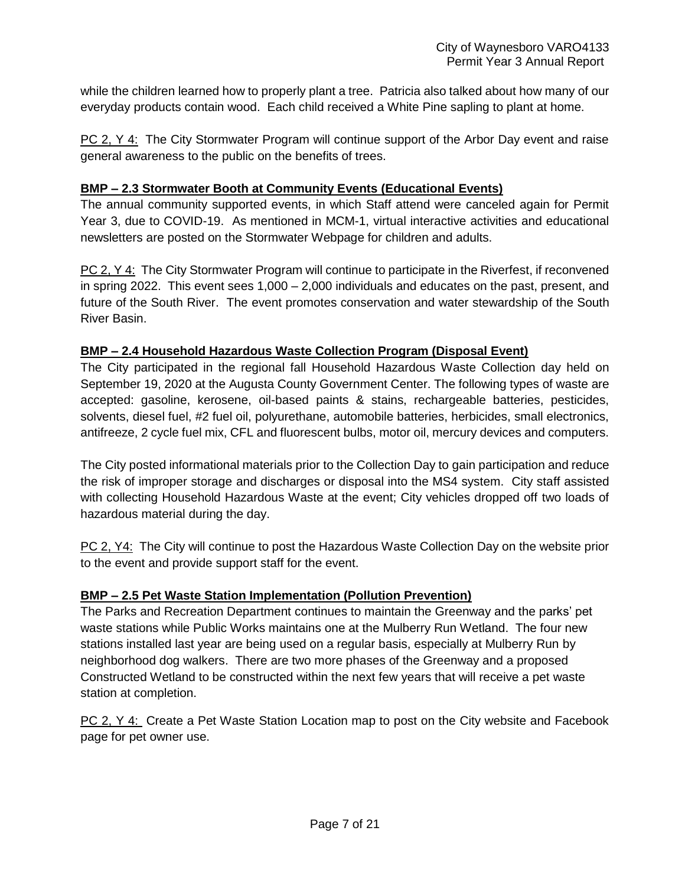while the children learned how to properly plant a tree. Patricia also talked about how many of our everyday products contain wood. Each child received a White Pine sapling to plant at home.

PC 2, Y 4: The City Stormwater Program will continue support of the Arbor Day event and raise general awareness to the public on the benefits of trees.

### BMP – 2.3 Stormwater Booth at Community Events (Educational Events)

The annual community supported events, in which Staff attend were canceled again for Permit Year 3, due to COVID-19. As mentioned in MCM-1, virtual interactive activities and educational newsletters are posted on the Stormwater Webpage for children and adults.

PC 2, Y 4: The City Stormwater Program will continue to participate in the Riverfest, if reconvened in spring 2022. This event sees 1,000 – 2,000 individuals and educates on the past, present, and future of the South River. The event promotes conservation and water stewardship of the South River Basin.

### BMP – 2.4 Household Hazardous Waste Collection Program (Disposal Event)

The City participated in the regional fall Household Hazardous Waste Collection day held on September 19, 2020 at the Augusta County Government Center. The following types of waste are accepted: gasoline, kerosene, oil-based paints & stains, rechargeable batteries, pesticides, solvents, diesel fuel, #2 fuel oil, polyurethane, automobile batteries, herbicides, small electronics, antifreeze, 2 cycle fuel mix, CFL and fluorescent bulbs, motor oil, mercury devices and computers.

The City posted informational materials prior to the Collection Day to gain participation and reduce the risk of improper storage and discharges or disposal into the MS4 system. City staff assisted with collecting Household Hazardous Waste at the event; City vehicles dropped off two loads of hazardous material during the day.

PC 2, Y4: The City will continue to post the Hazardous Waste Collection Day on the website prior to the event and provide support staff for the event.

### BMP – 2.5 Pet Waste Station Implementation (Pollution Prevention)

The Parks and Recreation Department continues to maintain the Greenway and the parks' pet waste stations while Public Works maintains one at the Mulberry Run Wetland. The four new stations installed last year are being used on a regular basis, especially at Mulberry Run by neighborhood dog walkers. There are two more phases of the Greenway and a proposed Constructed Wetland to be constructed within the next few years that will receive a pet waste station at completion.

PC 2, Y 4: Create a Pet Waste Station Location map to post on the City website and Facebook page for pet owner use.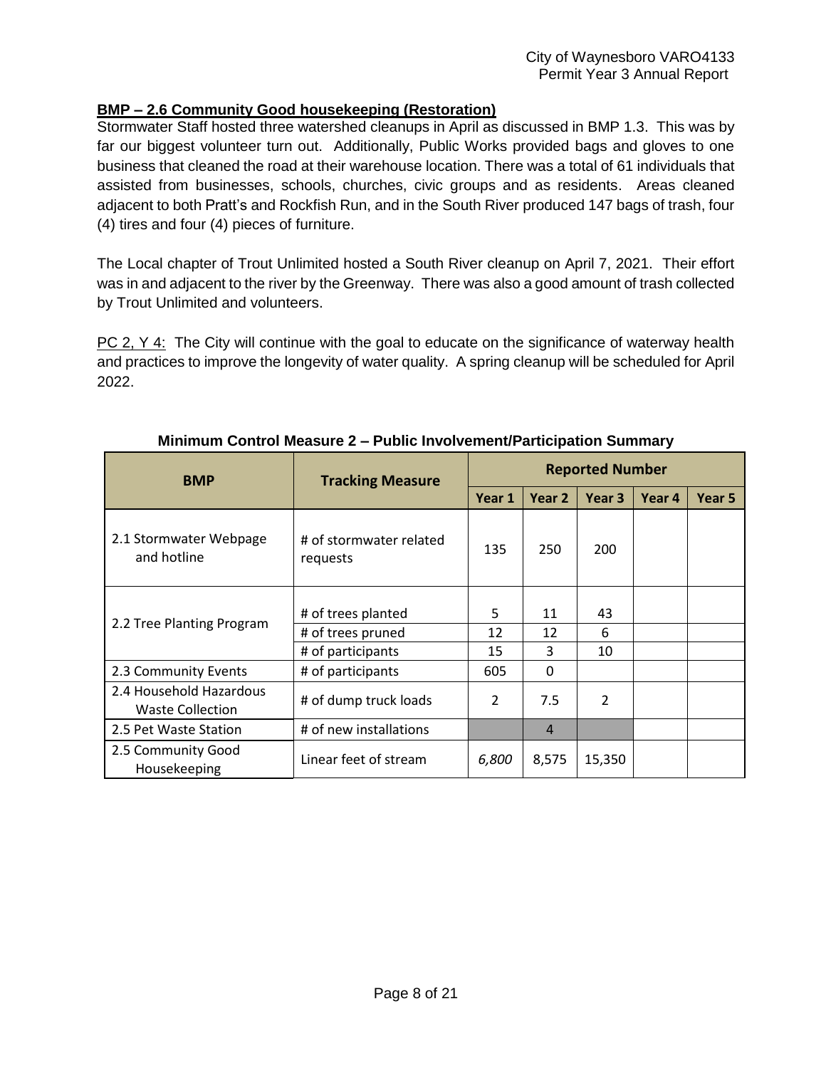### BMP – 2.6 Community Good housekeeping (Restoration)

Stormwater Staff hosted three watershed cleanups in April as discussed in BMP 1.3. This was by far our biggest volunteer turn out. Additionally, Public Works provided bags and gloves to one business that cleaned the road at their warehouse location. There was a total of 61 individuals that assisted from businesses, schools, churches, civic groups and as residents. Areas cleaned adjacent to both Pratt's and Rockfish Run, and in the South River produced 147 bags of trash, four (4) tires and four (4) pieces of furniture.

The Local chapter of Trout Unlimited hosted a South River cleanup on April 7, 2021. Their effort was in and adjacent to the river by the Greenway. There was also a good amount of trash collected by Trout Unlimited and volunteers.

PC 2, Y 4: The City will continue with the goal to educate on the significance of waterway health and practices to improve the longevity of water quality. A spring cleanup will be scheduled for April 2022.

**Minimum Control Measure 2 – Public Involvement/Participation Summary**

| BMP | Tracking Measure | Reported Number | | | | |
|---|---|---|---|---|---|---|
| | | Year 1 | Year 2 | Year 3 | Year 4 | Year 5 |
| 2.1 Stormwater Webpage and hotline | # of stormwater related requests | 135 | 250 | 200 | | |
| 2.2 Tree Planting Program | # of trees planted | 5 | 11 | 43 | | |
| | # of trees pruned | 12 | 12 | 6 | | |
| | # of participants | 15 | 3 | 10 | | |
| 2.3 Community Events | # of participants | 605 | 0 | | | |
| 2.4 Household Hazardous Waste Collection | # of dump truck loads | 2 | 7.5 | 2 | | |
| 2.5 Pet Waste Station | # of new installations | | 4 | | | |
| 2.5 Community Good Housekeeping | Linear feet of stream | *6,800* | 8,575 | 15,350 | | |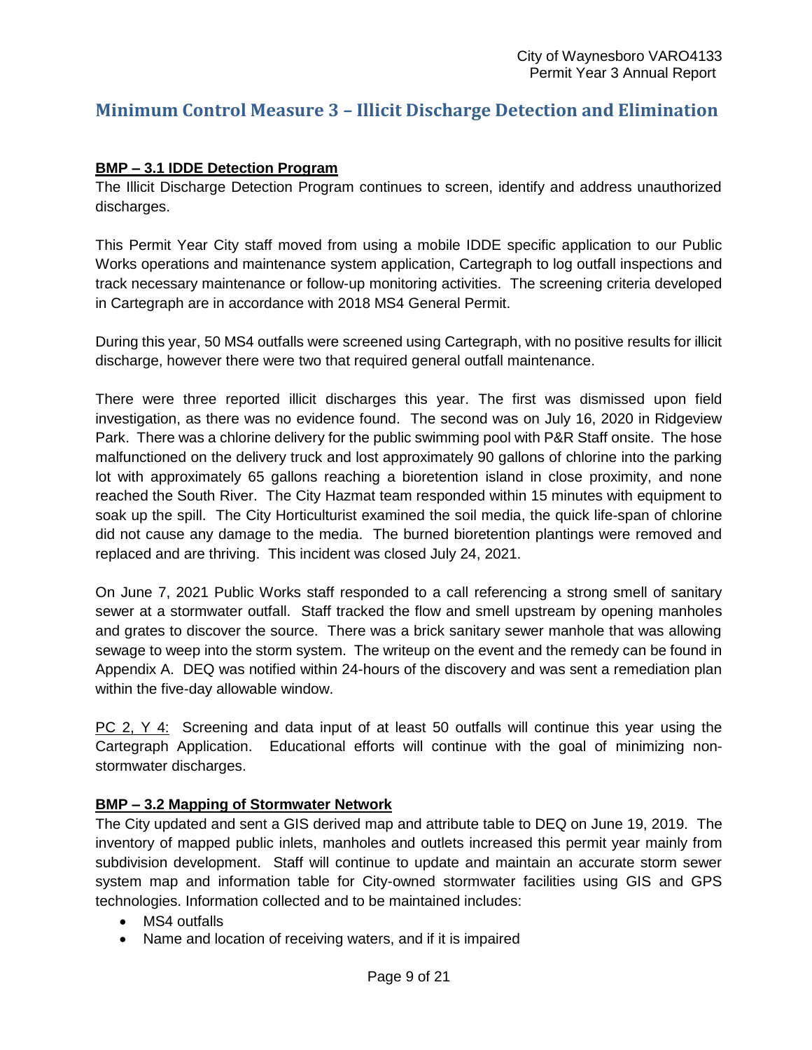## Minimum Control Measure 3 – Illicit Discharge Detection and Elimination

**BMP – 3.1 IDDE Detection Program**

The Illicit Discharge Detection Program continues to screen, identify and address unauthorized discharges.

This Permit Year City staff moved from using a mobile IDDE specific application to our Public Works operations and maintenance system application, Cartegraph to log outfall inspections and track necessary maintenance or follow-up monitoring activities. The screening criteria developed in Cartegraph are in accordance with 2018 MS4 General Permit.

During this year, 50 MS4 outfalls were screened using Cartegraph, with no positive results for illicit discharge, however there were two that required general outfall maintenance.

There were three reported illicit discharges this year. The first was dismissed upon field investigation, as there was no evidence found. The second was on July 16, 2020 in Ridgeview Park. There was a chlorine delivery for the public swimming pool with P&R Staff onsite. The hose malfunctioned on the delivery truck and lost approximately 90 gallons of chlorine into the parking lot with approximately 65 gallons reaching a bioretention island in close proximity, and none reached the South River. The City Hazmat team responded within 15 minutes with equipment to soak up the spill. The City Horticulturist examined the soil media, the quick life-span of chlorine did not cause any damage to the media. The burned bioretention plantings were removed and replaced and are thriving. This incident was closed July 24, 2021.

On June 7, 2021 Public Works staff responded to a call referencing a strong smell of sanitary sewer at a stormwater outfall. Staff tracked the flow and smell upstream by opening manholes and grates to discover the source. There was a brick sanitary sewer manhole that was allowing sewage to weep into the storm system. The writeup on the event and the remedy can be found in Appendix A. DEQ was notified within 24-hours of the discovery and was sent a remediation plan within the five-day allowable window.

PC 2, Y 4: Screening and data input of at least 50 outfalls will continue this year using the Cartegraph Application. Educational efforts will continue with the goal of minimizing non-stormwater discharges.

**BMP – 3.2 Mapping of Stormwater Network**

The City updated and sent a GIS derived map and attribute table to DEQ on June 19, 2019. The inventory of mapped public inlets, manholes and outlets increased this permit year mainly from subdivision development. Staff will continue to update and maintain an accurate storm sewer system map and information table for City-owned stormwater facilities using GIS and GPS technologies. Information collected and to be maintained includes:

- MS4 outfalls
- Name and location of receiving waters, and if it is impaired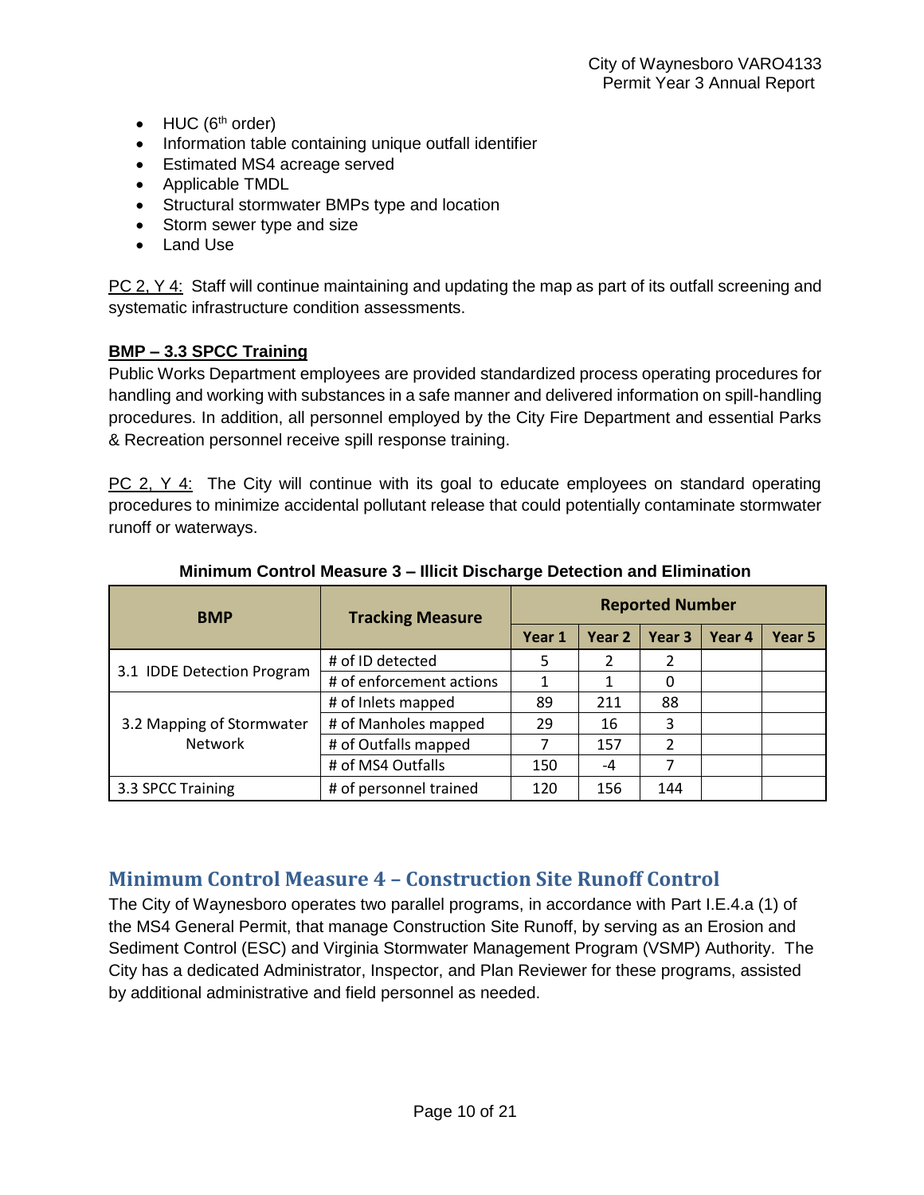- HUC (6th order)
- Information table containing unique outfall identifier
- Estimated MS4 acreage served
- Applicable TMDL
- Structural stormwater BMPs type and location
- Storm sewer type and size
- Land Use

PC 2, Y 4: Staff will continue maintaining and updating the map as part of its outfall screening and systematic infrastructure condition assessments.

**BMP – 3.3 SPCC Training**

Public Works Department employees are provided standardized process operating procedures for handling and working with substances in a safe manner and delivered information on spill-handling procedures. In addition, all personnel employed by the City Fire Department and essential Parks & Recreation personnel receive spill response training.

PC 2, Y 4: The City will continue with its goal to educate employees on standard operating procedures to minimize accidental pollutant release that could potentially contaminate stormwater runoff or waterways.

**Minimum Control Measure 3 – Illicit Discharge Detection and Elimination**

| BMP | Tracking Measure | Reported Number | | | | |
|---|---|---|---|---|---|---|
| | | Year 1 | Year 2 | Year 3 | Year 4 | Year 5 |
| 3.1 IDDE Detection Program | # of ID detected | 5 | 2 | 2 | | |
| | # of enforcement actions | 1 | 1 | 0 | | |
| 3.2 Mapping of Stormwater Network | # of Inlets mapped | 89 | 211 | 88 | | |
| | # of Manholes mapped | 29 | 16 | 3 | | |
| | # of Outfalls mapped | 7 | 157 | 2 | | |
| | # of MS4 Outfalls | 150 | -4 | 7 | | |
| 3.3 SPCC Training | # of personnel trained | 120 | 156 | 144 | | |

## Minimum Control Measure 4 – Construction Site Runoff Control

The City of Waynesboro operates two parallel programs, in accordance with Part I.E.4.a (1) of the MS4 General Permit, that manage Construction Site Runoff, by serving as an Erosion and Sediment Control (ESC) and Virginia Stormwater Management Program (VSMP) Authority. The City has a dedicated Administrator, Inspector, and Plan Reviewer for these programs, assisted by additional administrative and field personnel as needed.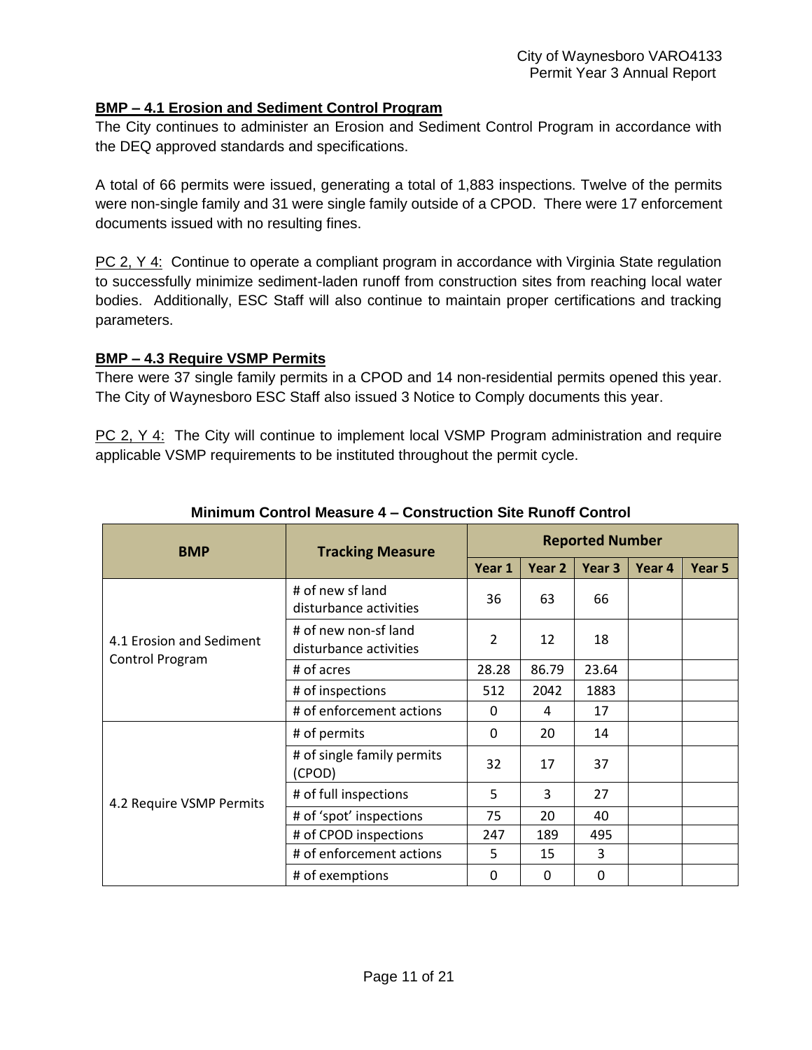**BMP – 4.1 Erosion and Sediment Control Program**

The City continues to administer an Erosion and Sediment Control Program in accordance with the DEQ approved standards and specifications.

A total of 66 permits were issued, generating a total of 1,883 inspections. Twelve of the permits were non-single family and 31 were single family outside of a CPOD. There were 17 enforcement documents issued with no resulting fines.

PC 2, Y 4: Continue to operate a compliant program in accordance with Virginia State regulation to successfully minimize sediment-laden runoff from construction sites from reaching local water bodies. Additionally, ESC Staff will also continue to maintain proper certifications and tracking parameters.

**BMP – 4.3 Require VSMP Permits**

There were 37 single family permits in a CPOD and 14 non-residential permits opened this year. The City of Waynesboro ESC Staff also issued 3 Notice to Comply documents this year.

PC 2, Y 4: The City will continue to implement local VSMP Program administration and require applicable VSMP requirements to be instituted throughout the permit cycle.

**Minimum Control Measure 4 – Construction Site Runoff Control**

| BMP | Tracking Measure | Reported Number | | | | |
|---|---|---|---|---|---|---|
| | | Year 1 | Year 2 | Year 3 | Year 4 | Year 5 |
| 4.1 Erosion and Sediment Control Program | # of new sf land disturbance activities | 36 | 63 | 66 | | |
| | # of new non-sf land disturbance activities | 2 | 12 | 18 | | |
| | # of acres | 28.28 | 86.79 | 23.64 | | |
| | # of inspections | 512 | 2042 | 1883 | | |
| | # of enforcement actions | 0 | 4 | 17 | | |
| 4.2 Require VSMP Permits | # of permits | 0 | 20 | 14 | | |
| | # of single family permits (CPOD) | 32 | 17 | 37 | | |
| | # of full inspections | 5 | 3 | 27 | | |
| | # of 'spot' inspections | 75 | 20 | 40 | | |
| | # of CPOD inspections | 247 | 189 | 495 | | |
| | # of enforcement actions | 5 | 15 | 3 | | |
| | # of exemptions | 0 | 0 | 0 | | |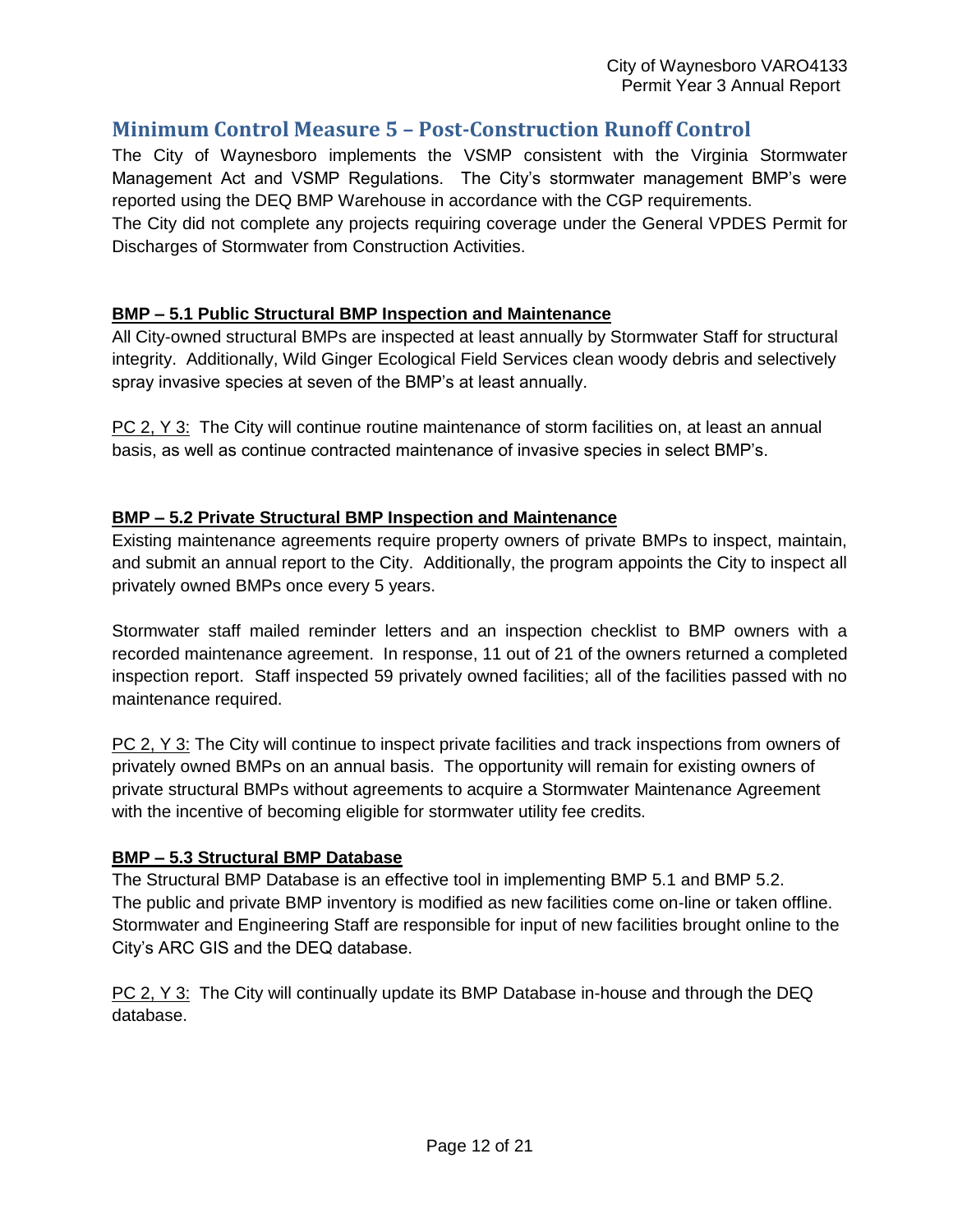## Minimum Control Measure 5 – Post-Construction Runoff Control

The City of Waynesboro implements the VSMP consistent with the Virginia Stormwater Management Act and VSMP Regulations. The City's stormwater management BMP's were reported using the DEQ BMP Warehouse in accordance with the CGP requirements.
The City did not complete any projects requiring coverage under the General VPDES Permit for Discharges of Stormwater from Construction Activities.

### BMP – 5.1 Public Structural BMP Inspection and Maintenance

All City-owned structural BMPs are inspected at least annually by Stormwater Staff for structural integrity. Additionally, Wild Ginger Ecological Field Services clean woody debris and selectively spray invasive species at seven of the BMP's at least annually.

PC 2, Y 3: The City will continue routine maintenance of storm facilities on, at least an annual basis, as well as continue contracted maintenance of invasive species in select BMP's.

### BMP – 5.2 Private Structural BMP Inspection and Maintenance

Existing maintenance agreements require property owners of private BMPs to inspect, maintain, and submit an annual report to the City. Additionally, the program appoints the City to inspect all privately owned BMPs once every 5 years.

Stormwater staff mailed reminder letters and an inspection checklist to BMP owners with a recorded maintenance agreement. In response, 11 out of 21 of the owners returned a completed inspection report. Staff inspected 59 privately owned facilities; all of the facilities passed with no maintenance required.

PC 2, Y 3: The City will continue to inspect private facilities and track inspections from owners of privately owned BMPs on an annual basis. The opportunity will remain for existing owners of private structural BMPs without agreements to acquire a Stormwater Maintenance Agreement with the incentive of becoming eligible for stormwater utility fee credits.

### BMP – 5.3 Structural BMP Database

The Structural BMP Database is an effective tool in implementing BMP 5.1 and BMP 5.2.
The public and private BMP inventory is modified as new facilities come on-line or taken offline. Stormwater and Engineering Staff are responsible for input of new facilities brought online to the City's ARC GIS and the DEQ database.

PC 2, Y 3: The City will continually update its BMP Database in-house and through the DEQ database.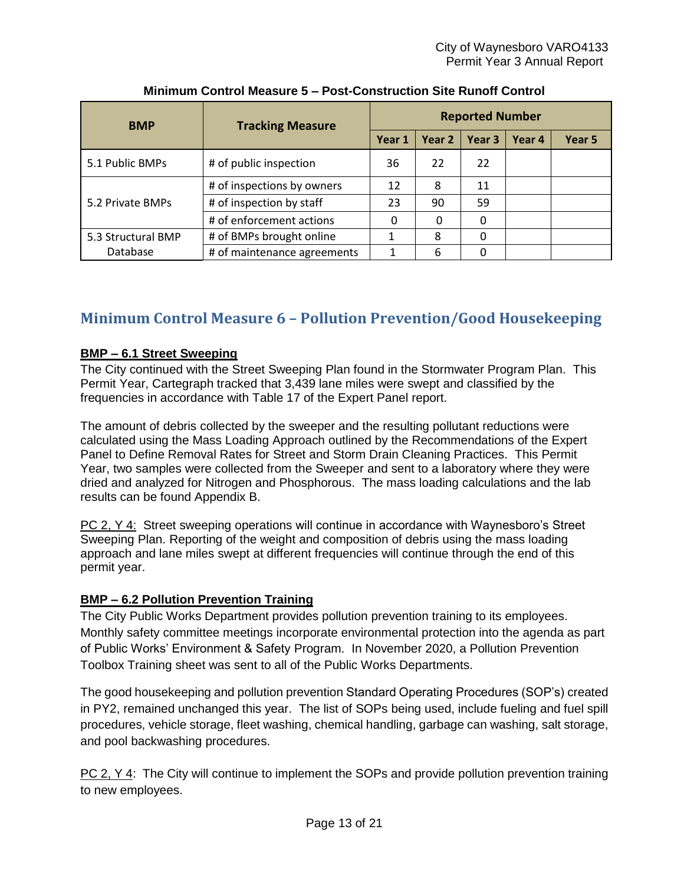**Minimum Control Measure 5 – Post-Construction Site Runoff Control**

| BMP | Tracking Measure | Reported Number | | | | |
|---|---|---|---|---|---|---|
| | | Year 1 | Year 2 | Year 3 | Year 4 | Year 5 |
| 5.1 Public BMPs | # of public inspection | 36 | 22 | 22 | | |
| 5.2 Private BMPs | # of inspections by owners | 12 | 8 | 11 | | |
| | # of inspection by staff | 23 | 90 | 59 | | |
| | # of enforcement actions | 0 | 0 | 0 | | |
| 5.3 Structural BMP Database | # of BMPs brought online | 1 | 8 | 0 | | |
| | # of maintenance agreements | 1 | 6 | 0 | | |

## Minimum Control Measure 6 – Pollution Prevention/Good Housekeeping

**BMP – 6.1 Street Sweeping**

The City continued with the Street Sweeping Plan found in the Stormwater Program Plan. This Permit Year, Cartegraph tracked that 3,439 lane miles were swept and classified by the frequencies in accordance with Table 17 of the Expert Panel report.

The amount of debris collected by the sweeper and the resulting pollutant reductions were calculated using the Mass Loading Approach outlined by the Recommendations of the Expert Panel to Define Removal Rates for Street and Storm Drain Cleaning Practices. This Permit Year, two samples were collected from the Sweeper and sent to a laboratory where they were dried and analyzed for Nitrogen and Phosphorous. The mass loading calculations and the lab results can be found Appendix B.

PC 2, Y 4: Street sweeping operations will continue in accordance with Waynesboro's Street Sweeping Plan. Reporting of the weight and composition of debris using the mass loading approach and lane miles swept at different frequencies will continue through the end of this permit year.

**BMP – 6.2 Pollution Prevention Training**

The City Public Works Department provides pollution prevention training to its employees. Monthly safety committee meetings incorporate environmental protection into the agenda as part of Public Works' Environment & Safety Program. In November 2020, a Pollution Prevention Toolbox Training sheet was sent to all of the Public Works Departments.

The good housekeeping and pollution prevention Standard Operating Procedures (SOP's) created in PY2, remained unchanged this year. The list of SOPs being used, include fueling and fuel spill procedures, vehicle storage, fleet washing, chemical handling, garbage can washing, salt storage, and pool backwashing procedures.

PC 2, Y 4: The City will continue to implement the SOPs and provide pollution prevention training to new employees.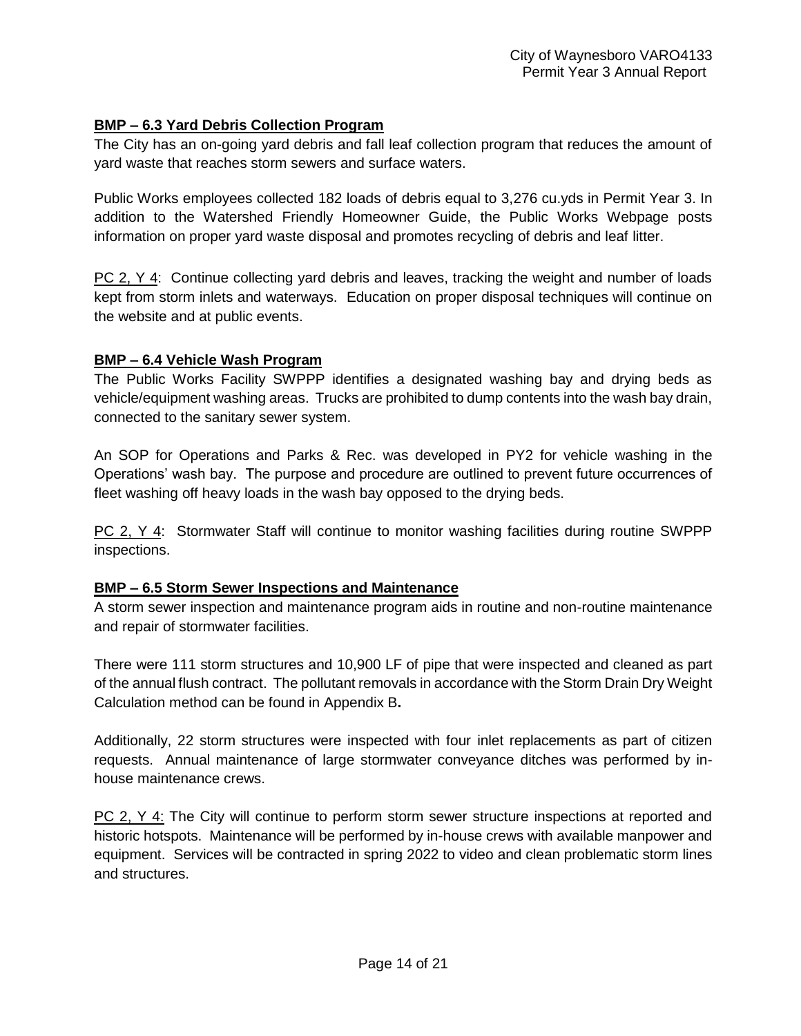## BMP – 6.3 Yard Debris Collection Program

The City has an on-going yard debris and fall leaf collection program that reduces the amount of yard waste that reaches storm sewers and surface waters.

Public Works employees collected 182 loads of debris equal to 3,276 cu.yds in Permit Year 3. In addition to the Watershed Friendly Homeowner Guide, the Public Works Webpage posts information on proper yard waste disposal and promotes recycling of debris and leaf litter.

PC 2, Y 4: Continue collecting yard debris and leaves, tracking the weight and number of loads kept from storm inlets and waterways. Education on proper disposal techniques will continue on the website and at public events.

## BMP – 6.4 Vehicle Wash Program

The Public Works Facility SWPPP identifies a designated washing bay and drying beds as vehicle/equipment washing areas. Trucks are prohibited to dump contents into the wash bay drain, connected to the sanitary sewer system.

An SOP for Operations and Parks & Rec. was developed in PY2 for vehicle washing in the Operations' wash bay. The purpose and procedure are outlined to prevent future occurrences of fleet washing off heavy loads in the wash bay opposed to the drying beds.

PC 2, Y 4: Stormwater Staff will continue to monitor washing facilities during routine SWPPP inspections.

## BMP – 6.5 Storm Sewer Inspections and Maintenance

A storm sewer inspection and maintenance program aids in routine and non-routine maintenance and repair of stormwater facilities.

There were 111 storm structures and 10,900 LF of pipe that were inspected and cleaned as part of the annual flush contract. The pollutant removals in accordance with the Storm Drain Dry Weight Calculation method can be found in Appendix B**.**

Additionally, 22 storm structures were inspected with four inlet replacements as part of citizen requests. Annual maintenance of large stormwater conveyance ditches was performed by in-house maintenance crews.

PC 2, Y 4: The City will continue to perform storm sewer structure inspections at reported and historic hotspots. Maintenance will be performed by in-house crews with available manpower and equipment. Services will be contracted in spring 2022 to video and clean problematic storm lines and structures.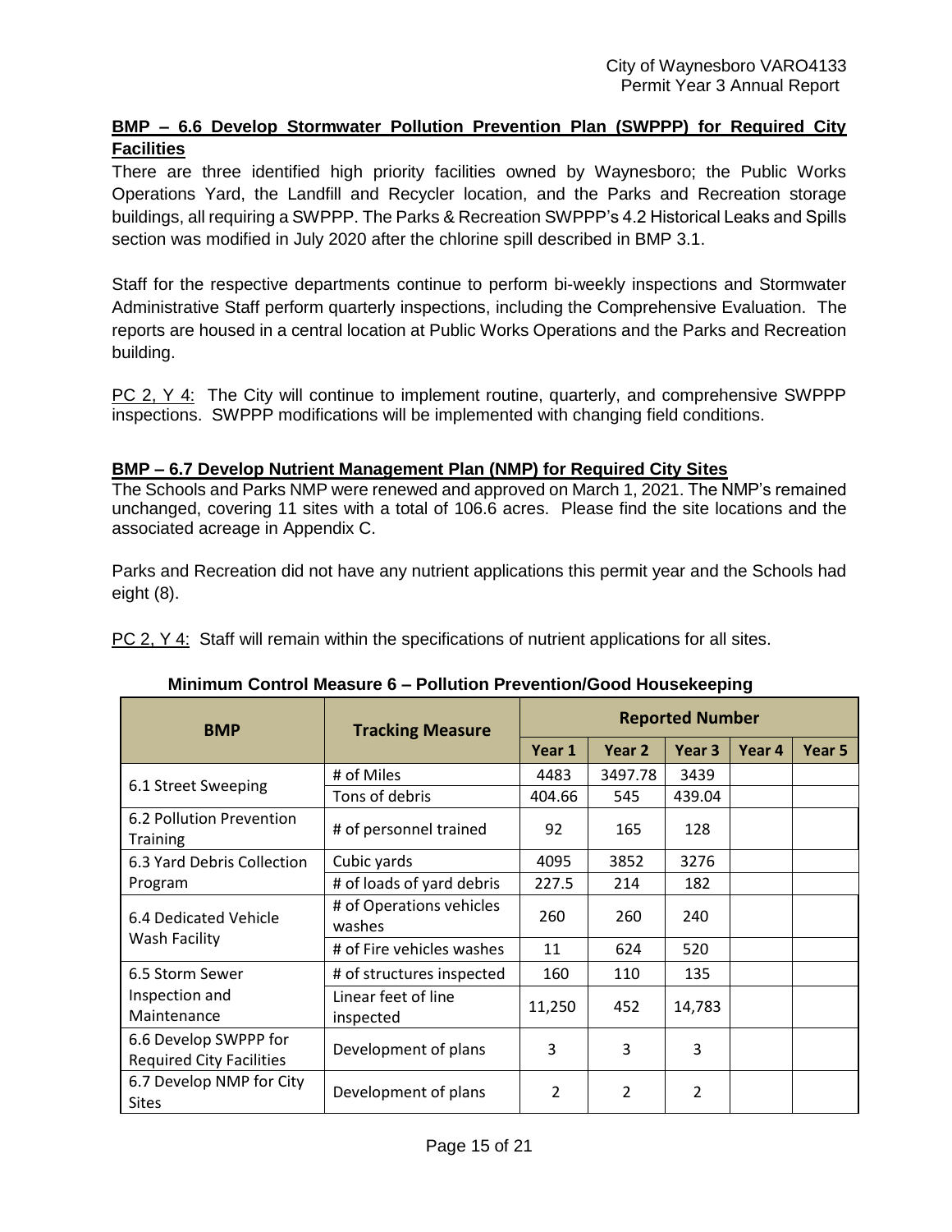**BMP – 6.6 Develop Stormwater Pollution Prevention Plan (SWPPP) for Required City Facilities**

There are three identified high priority facilities owned by Waynesboro; the Public Works Operations Yard, the Landfill and Recycler location, and the Parks and Recreation storage buildings, all requiring a SWPPP. The Parks & Recreation SWPPP's 4.2 Historical Leaks and Spills section was modified in July 2020 after the chlorine spill described in BMP 3.1.

Staff for the respective departments continue to perform bi-weekly inspections and Stormwater Administrative Staff perform quarterly inspections, including the Comprehensive Evaluation. The reports are housed in a central location at Public Works Operations and the Parks and Recreation building.

PC 2, Y 4: The City will continue to implement routine, quarterly, and comprehensive SWPPP inspections. SWPPP modifications will be implemented with changing field conditions.

**BMP – 6.7 Develop Nutrient Management Plan (NMP) for Required City Sites**

The Schools and Parks NMP were renewed and approved on March 1, 2021. The NMP's remained unchanged, covering 11 sites with a total of 106.6 acres. Please find the site locations and the associated acreage in Appendix C.

Parks and Recreation did not have any nutrient applications this permit year and the Schools had eight (8).

PC 2, Y 4: Staff will remain within the specifications of nutrient applications for all sites.

**Minimum Control Measure 6 – Pollution Prevention/Good Housekeeping**

| BMP | Tracking Measure | Reported Number | | | | |
|---|---|---|---|---|---|---|
| | | Year 1 | Year 2 | Year 3 | Year 4 | Year 5 |
| 6.1 Street Sweeping | # of Miles | 4483 | 3497.78 | 3439 | | |
| | Tons of debris | 404.66 | 545 | 439.04 | | |
| 6.2 Pollution Prevention Training | # of personnel trained | 92 | 165 | 128 | | |
| 6.3 Yard Debris Collection Program | Cubic yards | 4095 | 3852 | 3276 | | |
| | # of loads of yard debris | 227.5 | 214 | 182 | | |
| 6.4 Dedicated Vehicle Wash Facility | # of Operations vehicles washes | 260 | 260 | 240 | | |
| | # of Fire vehicles washes | 11 | 624 | 520 | | |
| 6.5 Storm Sewer Inspection and Maintenance | # of structures inspected | 160 | 110 | 135 | | |
| | Linear feet of line inspected | 11,250 | 452 | 14,783 | | |
| 6.6 Develop SWPPP for Required City Facilities | Development of plans | 3 | 3 | 3 | | |
| 6.7 Develop NMP for City Sites | Development of plans | 2 | 2 | 2 | | |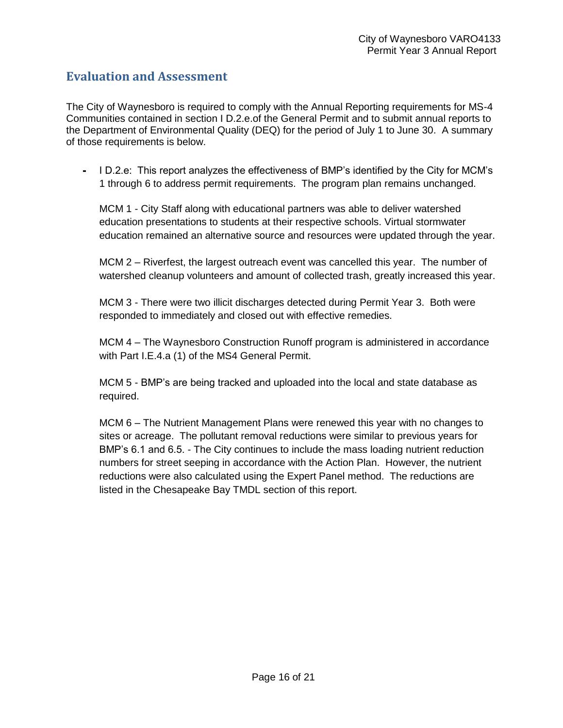## Evaluation and Assessment

The City of Waynesboro is required to comply with the Annual Reporting requirements for MS-4 Communities contained in section I D.2.e.of the General Permit and to submit annual reports to the Department of Environmental Quality (DEQ) for the period of July 1 to June 30. A summary of those requirements is below.

- I D.2.e: This report analyzes the effectiveness of BMP's identified by the City for MCM's 1 through 6 to address permit requirements. The program plan remains unchanged.

  MCM 1 - City Staff along with educational partners was able to deliver watershed education presentations to students at their respective schools. Virtual stormwater education remained an alternative source and resources were updated through the year.

  MCM 2 – Riverfest, the largest outreach event was cancelled this year. The number of watershed cleanup volunteers and amount of collected trash, greatly increased this year.

  MCM 3 - There were two illicit discharges detected during Permit Year 3. Both were responded to immediately and closed out with effective remedies.

  MCM 4 – The Waynesboro Construction Runoff program is administered in accordance with Part I.E.4.a (1) of the MS4 General Permit.

  MCM 5 - BMP's are being tracked and uploaded into the local and state database as required.

  MCM 6 – The Nutrient Management Plans were renewed this year with no changes to sites or acreage. The pollutant removal reductions were similar to previous years for BMP's 6.1 and 6.5. - The City continues to include the mass loading nutrient reduction numbers for street seeping in accordance with the Action Plan. However, the nutrient reductions were also calculated using the Expert Panel method. The reductions are listed in the Chesapeake Bay TMDL section of this report.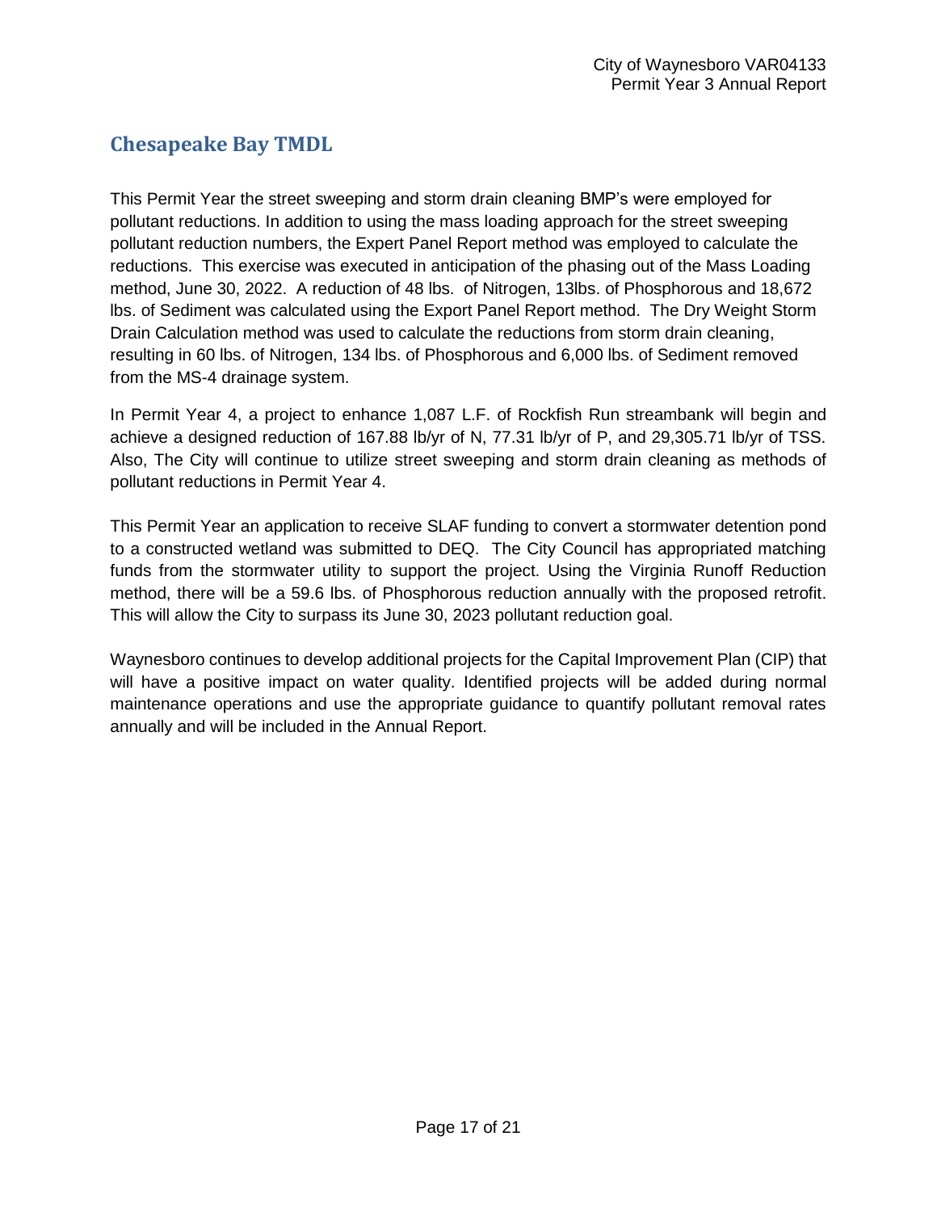## Chesapeake Bay TMDL

This Permit Year the street sweeping and storm drain cleaning BMP's were employed for pollutant reductions. In addition to using the mass loading approach for the street sweeping pollutant reduction numbers, the Expert Panel Report method was employed to calculate the reductions. This exercise was executed in anticipation of the phasing out of the Mass Loading method, June 30, 2022. A reduction of 48 lbs. of Nitrogen, 13lbs. of Phosphorous and 18,672 lbs. of Sediment was calculated using the Export Panel Report method. The Dry Weight Storm Drain Calculation method was used to calculate the reductions from storm drain cleaning, resulting in 60 lbs. of Nitrogen, 134 lbs. of Phosphorous and 6,000 lbs. of Sediment removed from the MS-4 drainage system.

In Permit Year 4, a project to enhance 1,087 L.F. of Rockfish Run streambank will begin and achieve a designed reduction of 167.88 lb/yr of N, 77.31 lb/yr of P, and 29,305.71 lb/yr of TSS. Also, The City will continue to utilize street sweeping and storm drain cleaning as methods of pollutant reductions in Permit Year 4.

This Permit Year an application to receive SLAF funding to convert a stormwater detention pond to a constructed wetland was submitted to DEQ. The City Council has appropriated matching funds from the stormwater utility to support the project. Using the Virginia Runoff Reduction method, there will be a 59.6 lbs. of Phosphorous reduction annually with the proposed retrofit. This will allow the City to surpass its June 30, 2023 pollutant reduction goal.

Waynesboro continues to develop additional projects for the Capital Improvement Plan (CIP) that will have a positive impact on water quality. Identified projects will be added during normal maintenance operations and use the appropriate guidance to quantify pollutant removal rates annually and will be included in the Annual Report.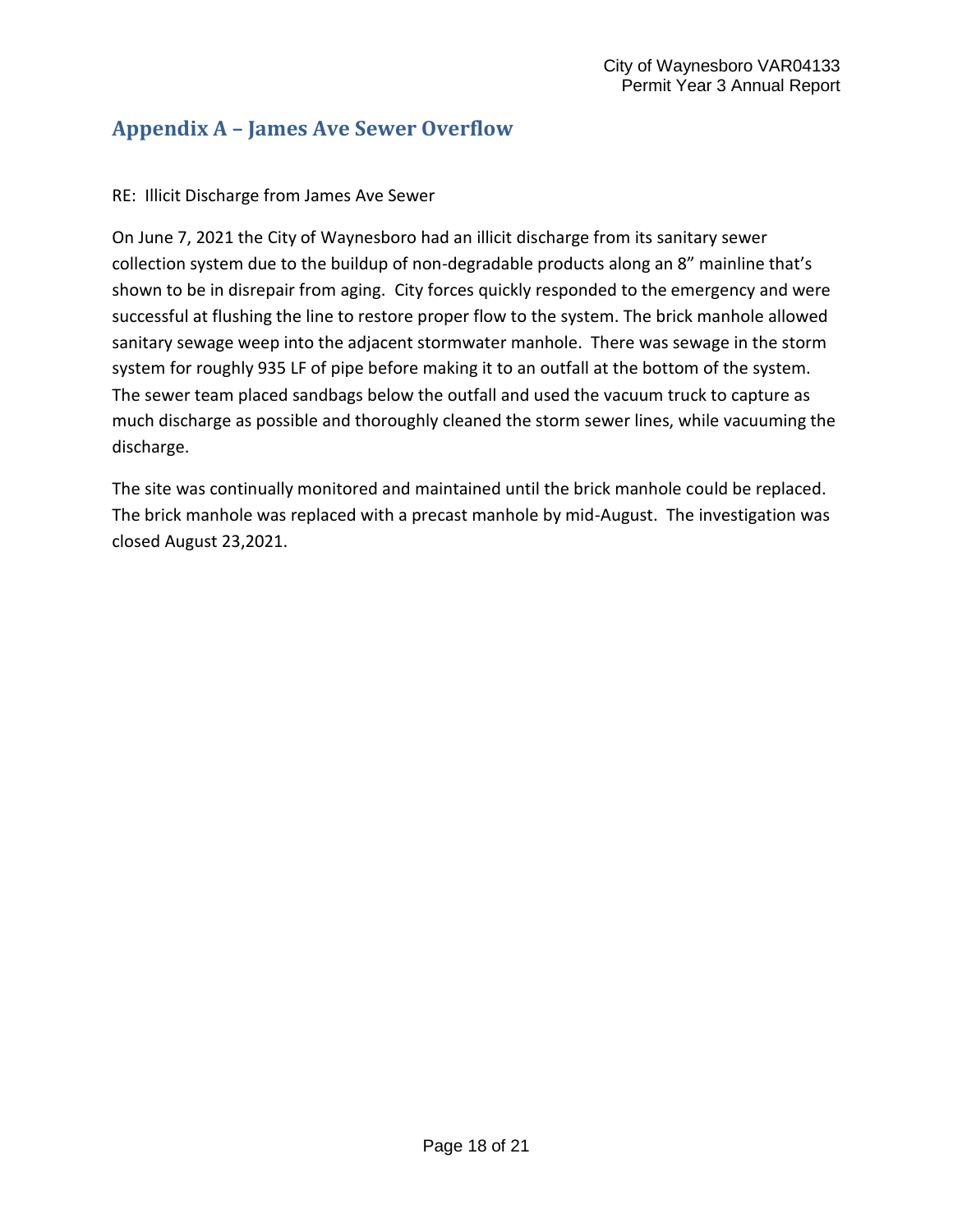## Appendix A – James Ave Sewer Overflow

RE: Illicit Discharge from James Ave Sewer

On June 7, 2021 the City of Waynesboro had an illicit discharge from its sanitary sewer collection system due to the buildup of non-degradable products along an 8" mainline that's shown to be in disrepair from aging. City forces quickly responded to the emergency and were successful at flushing the line to restore proper flow to the system. The brick manhole allowed sanitary sewage weep into the adjacent stormwater manhole. There was sewage in the storm system for roughly 935 LF of pipe before making it to an outfall at the bottom of the system. The sewer team placed sandbags below the outfall and used the vacuum truck to capture as much discharge as possible and thoroughly cleaned the storm sewer lines, while vacuuming the discharge.

The site was continually monitored and maintained until the brick manhole could be replaced. The brick manhole was replaced with a precast manhole by mid-August. The investigation was closed August 23,2021.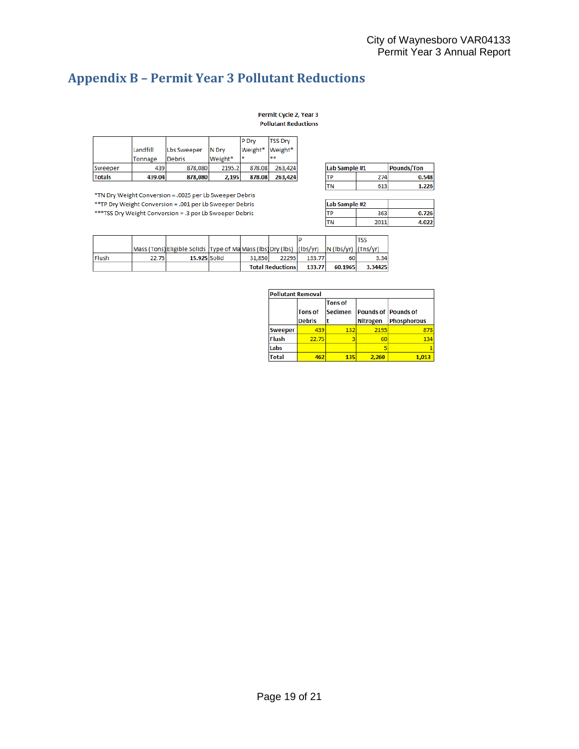# Appendix B – Permit Year 3 Pollutant Reductions

**Permit Cycle 2, Year 3**
**Pollutant Reductions**

| | Landfill Tonnage | Lbs Sweeper Debris | N Dry Weight* | P Dry Weight** | TSS Dry Weight*** |
|---|---|---|---|---|---|
| Sweeper | 439 | 878,080 | 2195.2 | 878.08 | 263,424 |
| **Totals** | **439.04** | **878,080** | **2,195** | **878.08** | **263,424** |

*TN Dry Weight Conversion = .0025 per Lb Sweeper Debris
**TP Dry Weight Conversion = .001 per Lb Sweeper Debris
***TSS Dry Weight Conversion = .3 per Lb Sweeper Debris

| **Lab Sample #1** | | **Pounds/Ton** |
|---|---|---|
| TP | 274 | **0.548** |
| TN | 613 | **1.226** |

| **Lab Sample #2** | | |
|---|---|---|
| TP | 363 | **0.726** |
| TN | 2011 | **4.022** |

| | Mass (Tons) | Eligible Solids | Type of Ma | Mass (lbs) | Dry (lbs) | P (lbs/yr) | N (lbs/yr) | TSS (Tns/yr) |
|---|---|---|---|---|---|---|---|---|
| Flush | 22.75 | 15.925 | Solid | 31,850 | 22295 | 133.77 | 60 | 3.34 |
| | | | | **Total Reductions** | | **133.77** | **60.1965** | **3.34425** |

| **Pollutant Removal** | | | | |
|---|---|---|---|---|
| | **Tons of Debris** | **Tons of Sediment** | **Pounds of Nitrogen** | **Pounds of Phosphorous** |
| **Sweeper** | 439 | 132 | 2155 | 878 |
| **Flush** | 22.75 | 3 | 60 | 134 |
| **Labs** | | | 5 | 1 |
| **Total** | **462** | **135** | **2,260** | **1,013** |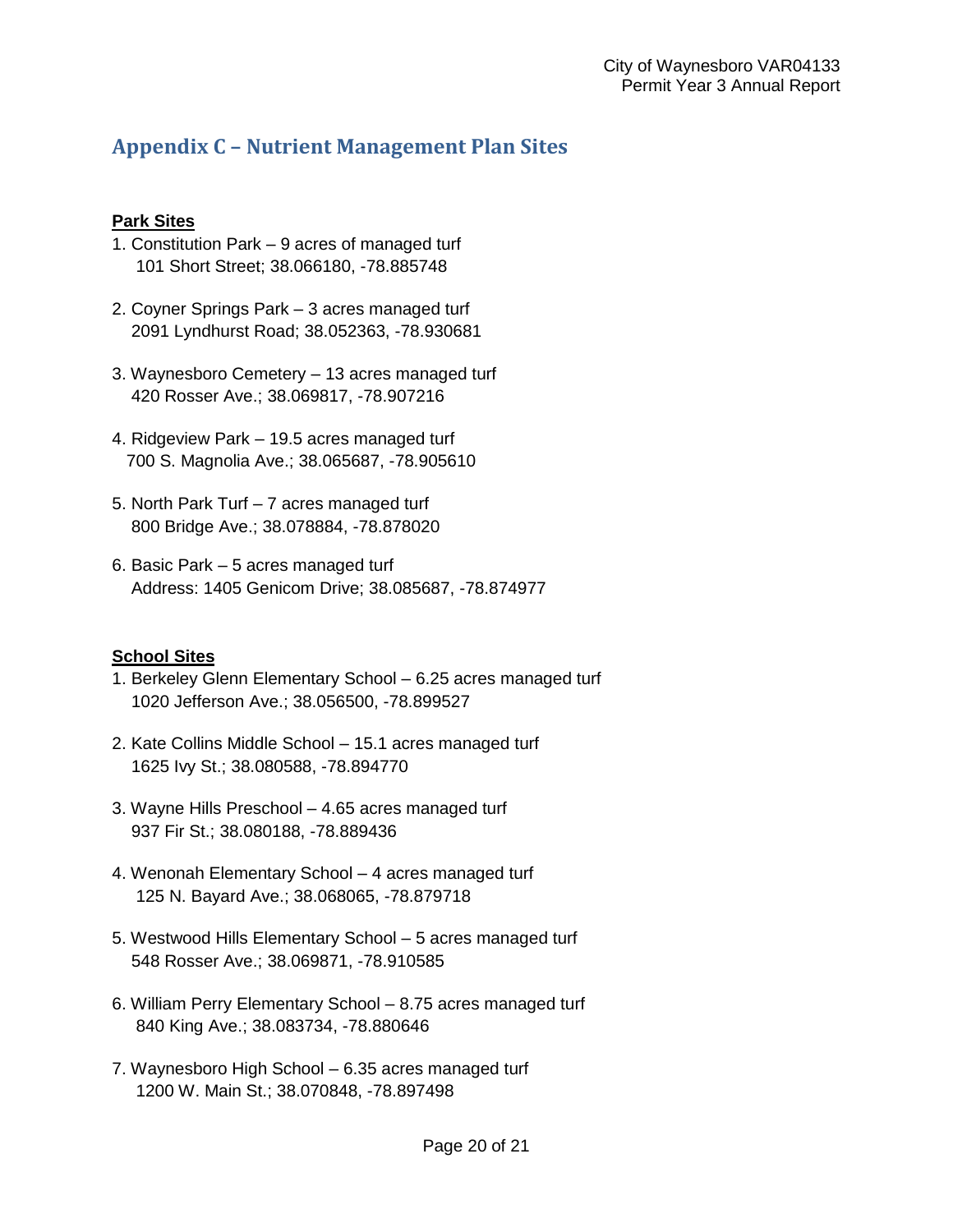## Appendix C – Nutrient Management Plan Sites

**Park Sites**

1. Constitution Park – 9 acres of managed turf
   101 Short Street; 38.066180, -78.885748

2. Coyner Springs Park – 3 acres managed turf
   2091 Lyndhurst Road; 38.052363, -78.930681

3. Waynesboro Cemetery – 13 acres managed turf
   420 Rosser Ave.; 38.069817, -78.907216

4. Ridgeview Park – 19.5 acres managed turf
   700 S. Magnolia Ave.; 38.065687, -78.905610

5. North Park Turf – 7 acres managed turf
   800 Bridge Ave.; 38.078884, -78.878020

6. Basic Park – 5 acres managed turf
   Address: 1405 Genicom Drive; 38.085687, -78.874977

**School Sites**

1. Berkeley Glenn Elementary School – 6.25 acres managed turf
   1020 Jefferson Ave.; 38.056500, -78.899527

2. Kate Collins Middle School – 15.1 acres managed turf
   1625 Ivy St.; 38.080588, -78.894770

3. Wayne Hills Preschool – 4.65 acres managed turf
   937 Fir St.; 38.080188, -78.889436

4. Wenonah Elementary School – 4 acres managed turf
   125 N. Bayard Ave.; 38.068065, -78.879718

5. Westwood Hills Elementary School – 5 acres managed turf
   548 Rosser Ave.; 38.069871, -78.910585

6. William Perry Elementary School – 8.75 acres managed turf
   840 King Ave.; 38.083734, -78.880646

7. Waynesboro High School – 6.35 acres managed turf
   1200 W. Main St.; 38.070848, -78.897498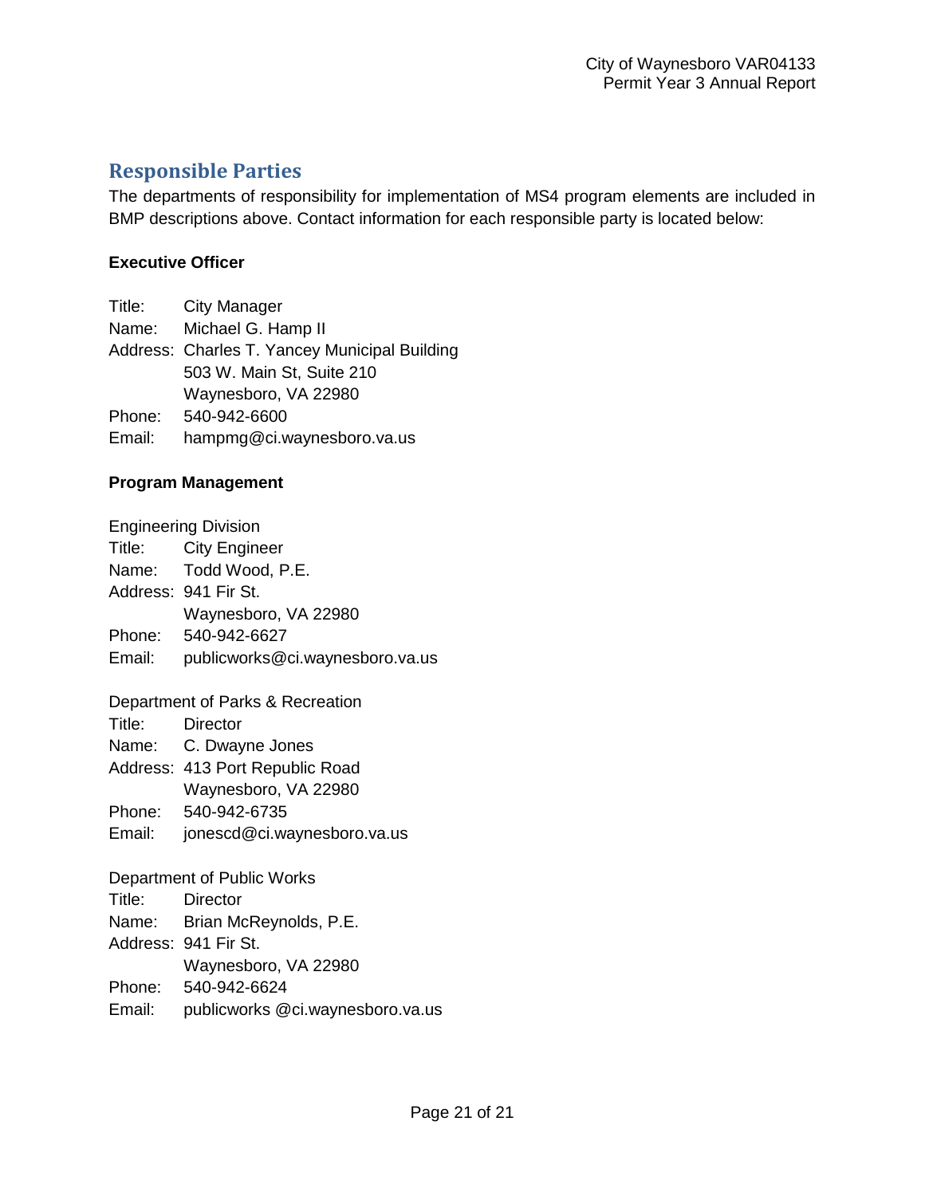## Responsible Parties

The departments of responsibility for implementation of MS4 program elements are included in BMP descriptions above. Contact information for each responsible party is located below:

**Executive Officer**

Title: City Manager
Name: Michael G. Hamp II
Address: Charles T. Yancey Municipal Building
503 W. Main St, Suite 210
Waynesboro, VA 22980
Phone: 540-942-6600
Email: hampmg@ci.waynesboro.va.us

**Program Management**

Engineering Division
Title: City Engineer
Name: Todd Wood, P.E.
Address: 941 Fir St.
Waynesboro, VA 22980
Phone: 540-942-6627
Email: publicworks@ci.waynesboro.va.us

Department of Parks & Recreation
Title: Director
Name: C. Dwayne Jones
Address: 413 Port Republic Road
Waynesboro, VA 22980
Phone: 540-942-6735
Email: jonescd@ci.waynesboro.va.us

Department of Public Works
Title: Director
Name: Brian McReynolds, P.E.
Address: 941 Fir St.
Waynesboro, VA 22980
Phone: 540-942-6624
Email: publicworks @ci.waynesboro.va.us